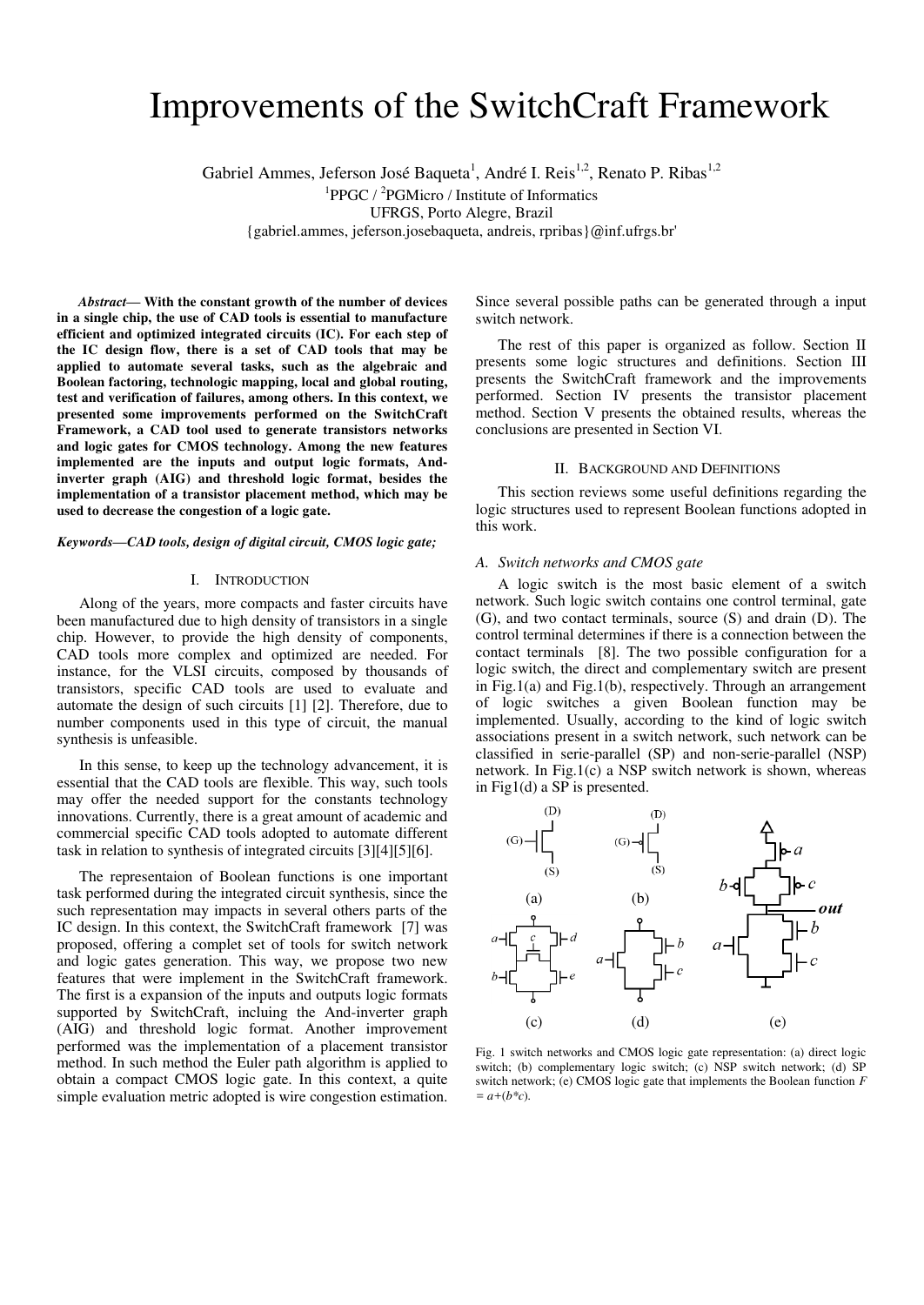# Improvements of the SwitchCraft Framework

Gabriel Ammes, Jeferson José Baqueta[1], André I. Reis[1,2], Renato P. Ribas[1,2]

[1]PPGC / [2]PGMicro / Institute of Informatics
UFRGS, Porto Alegre, Brazil
{gabriel.ammes, jeferson.josebaqueta, andreis, rpribas}@inf.ufrgs.br'

***Abstract*— With the constant growth of the number of devices in a single chip, the use of CAD tools is essential to manufacture efficient and optimized integrated circuits (IC). For each step of the IC design flow, there is a set of CAD tools that may be applied to automate several tasks, such as the algebraic and Boolean factoring, technologic mapping, local and global routing, test and verification of failures, among others. In this context, we presented some improvements performed on the SwitchCraft Framework, a CAD tool used to generate transistors networks and logic gates for CMOS technology. Among the new features implemented are the inputs and output logic formats, And-inverter graph (AIG) and threshold logic format, besides the implementation of a transistor placement method, which may be used to decrease the congestion of a logic gate.**

***Keywords—CAD tools, design of digital circuit, CMOS logic gate;***

## I. Introduction

Along of the years, more compacts and faster circuits have been manufactured due to high density of transistors in a single chip. However, to provide the high density of components, CAD tools more complex and optimized are needed. For instance, for the VLSI circuits, composed by thousands of transistors, specific CAD tools are used to evaluate and automate the design of such circuits [1] [2]. Therefore, due to number components used in this type of circuit, the manual synthesis is unfeasible.

In this sense, to keep up the technology advancement, it is essential that the CAD tools are flexible. This way, such tools may offer the needed support for the constants technology innovations. Currently, there is a great amount of academic and commercial specific CAD tools adopted to automate different task in relation to synthesis of integrated circuits [3][4][5][6].

The representaion of Boolean functions is one important task performed during the integrated circuit synthesis, since the such representation may impacts in several others parts of the IC design. In this context, the SwitchCraft framework [7] was proposed, offering a complet set of tools for switch network and logic gates generation. This way, we propose two new features that were implement in the SwitchCraft framework. The first is a expansion of the inputs and outputs logic formats supported by SwitchCraft, incluing the And-inverter graph (AIG) and threshold logic format. Another improvement performed was the implementation of a placement transistor method. In such method the Euler path algorithm is applied to obtain a compact CMOS logic gate. In this context, a quite simple evaluation metric adopted is wire congestion estimation. Since several possible paths can be generated through a input switch network.

The rest of this paper is organized as follow. Section II presents some logic structures and definitions. Section III presents the SwitchCraft framework and the improvements performed. Section IV presents the transistor placement method. Section V presents the obtained results, whereas the conclusions are presented in Section VI.

## II. Background and Definitions

This section reviews some useful definitions regarding the logic structures used to represent Boolean functions adopted in this work.

### *A. Switch networks and CMOS gate*

A logic switch is the most basic element of a switch network. Such logic switch contains one control terminal, gate (G), and two contact terminals, source (S) and drain (D). The control terminal determines if there is a connection between the contact terminals [8]. The two possible configuration for a logic switch, the direct and complementary switch are present in Fig.1(a) and Fig.1(b), respectively. Through an arrangement of logic switches a given Boolean function may be implemented. Usually, according to the kind of logic switch associations present in a switch network, such network can be classified in serie-parallel (SP) and non-serie-parallel (NSP) network. In Fig.1(c) a NSP switch network is shown, whereas in Fig1(d) a SP is presented.

Fig. 1 switch networks and CMOS logic gate representation: (a) direct logic switch; (b) complementary logic switch; (c) NSP switch network; (d) SP switch network; (e) CMOS logic gate that implements the Boolean function $F = a+(b*c)$.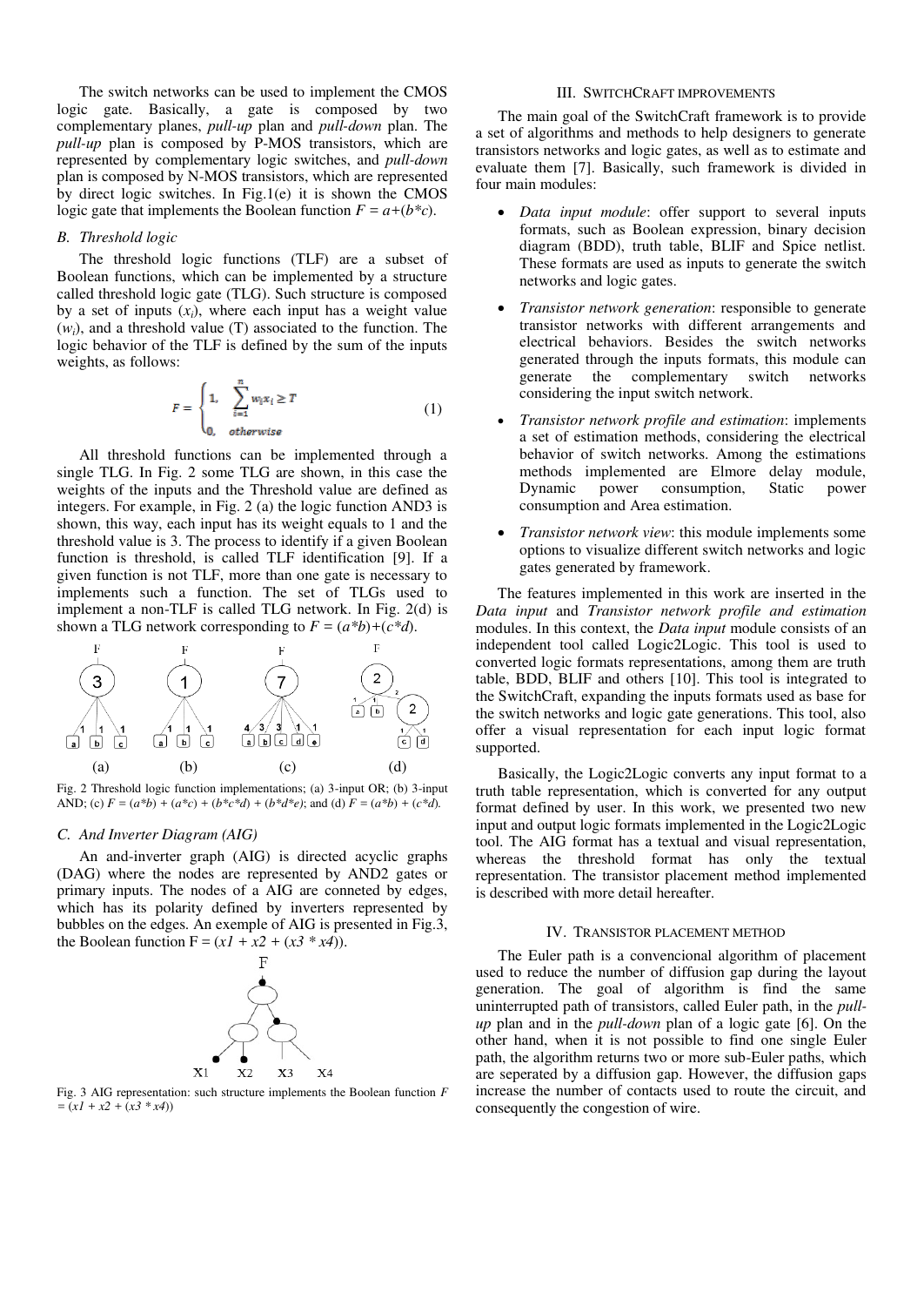The switch networks can be used to implement the CMOS logic gate. Basically, a gate is composed by two complementary planes, *pull-up* plan and *pull-down* plan. The *pull-up* plan is composed by P-MOS transistors, which are represented by complementary logic switches, and *pull-down* plan is composed by N-MOS transistors, which are represented by direct logic switches. In Fig.1(e) it is shown the CMOS logic gate that implements the Boolean function $F = a+(b*c)$.

### B. Threshold logic

The threshold logic functions (TLF) are a subset of Boolean functions, which can be implemented by a structure called threshold logic gate (TLG). Such structure is composed by a set of inputs ($x_i$), where each input has a weight value ($w_i$), and a threshold value (T) associated to the function. The logic behavior of the TLF is defined by the sum of the inputs weights, as follows:

$$F = \begin{cases} 1, & \sum_{i=1}^{n} w_i x_i \geq T \\ 0, & otherwise \end{cases} \quad (1)$$

All threshold functions can be implemented through a single TLG. In Fig. 2 some TLG are shown, in this case the weights of the inputs and the Threshold value are defined as integers. For example, in Fig. 2 (a) the logic function AND3 is shown, this way, each input has its weight equals to 1 and the threshold value is 3. The process to identify if a given Boolean function is threshold, is called TLF identification [9]. If a given function is not TLF, more than one gate is necessary to implements such a function. The set of TLGs used to implement a non-TLF is called TLG network. In Fig. 2(d) is shown a TLG network corresponding to $F = (a*b)+(c*d)$.

Fig. 2 Threshold logic function implementations; (a) 3-input OR; (b) 3-input AND; (c) $F = (a*b) + (a*c) + (b*c*d) + (b*d*e)$; and (d) $F = (a*b) + (c*d)$.

### C. And Inverter Diagram (AIG)

An and-inverter graph (AIG) is directed acyclic graphs (DAG) where the nodes are represented by AND2 gates or primary inputs. The nodes of a AIG are conneted by edges, which has its polarity defined by inverters represented by bubbles on the edges. An exemple of AIG is presented in Fig.3, the Boolean function $F = (x1 + x2 + (x3 * x4))$.

Fig. 3 AIG representation: such structure implements the Boolean function $F = (x1 + x2 + (x3 * x4))$

## III. SwitchCraft improvements

The main goal of the SwitchCraft framework is to provide a set of algorithms and methods to help designers to generate transistors networks and logic gates, as well as to estimate and evaluate them [7]. Basically, such framework is divided in four main modules:

- *Data input module*: offer support to several inputs formats, such as Boolean expression, binary decision diagram (BDD), truth table, BLIF and Spice netlist. These formats are used as inputs to generate the switch networks and logic gates.
- *Transistor network generation*: responsible to generate transistor networks with different arrangements and electrical behaviors. Besides the switch networks generated through the inputs formats, this module can generate the complementary switch networks considering the input switch network.
- *Transistor network profile and estimation*: implements a set of estimation methods, considering the electrical behavior of switch networks. Among the estimations methods implemented are Elmore delay module, Dynamic power consumption, Static power consumption and Area estimation.
- *Transistor network view*: this module implements some options to visualize different switch networks and logic gates generated by framework.

The features implemented in this work are inserted in the *Data input* and *Transistor network profile and estimation* modules. In this context, the *Data input* module consists of an independent tool called Logic2Logic. This tool is used to converted logic formats representations, among them are truth table, BDD, BLIF and others [10]. This tool is integrated to the SwitchCraft, expanding the inputs formats used as base for the switch networks and logic gate generations. This tool, also offer a visual representation for each input logic format supported.

Basically, the Logic2Logic converts any input format to a truth table representation, which is converted for any output format defined by user. In this work, we presented two new input and output logic formats implemented in the Logic2Logic tool. The AIG format has a textual and visual representation, whereas the threshold format has only the textual representation. The transistor placement method implemented is described with more detail hereafter.

## IV. Transistor placement method

The Euler path is a convencional algorithm of placement used to reduce the number of diffusion gap during the layout generation. The goal of algorithm is find the same uninterrupted path of transistors, called Euler path, in the *pull-up* plan and in the *pull-down* plan of a logic gate [6]. On the other hand, when it is not possible to find one single Euler path, the algorithm returns two or more sub-Euler paths, which are seperated by a diffusion gap. However, the diffusion gaps increase the number of contacts used to route the circuit, and consequently the congestion of wire.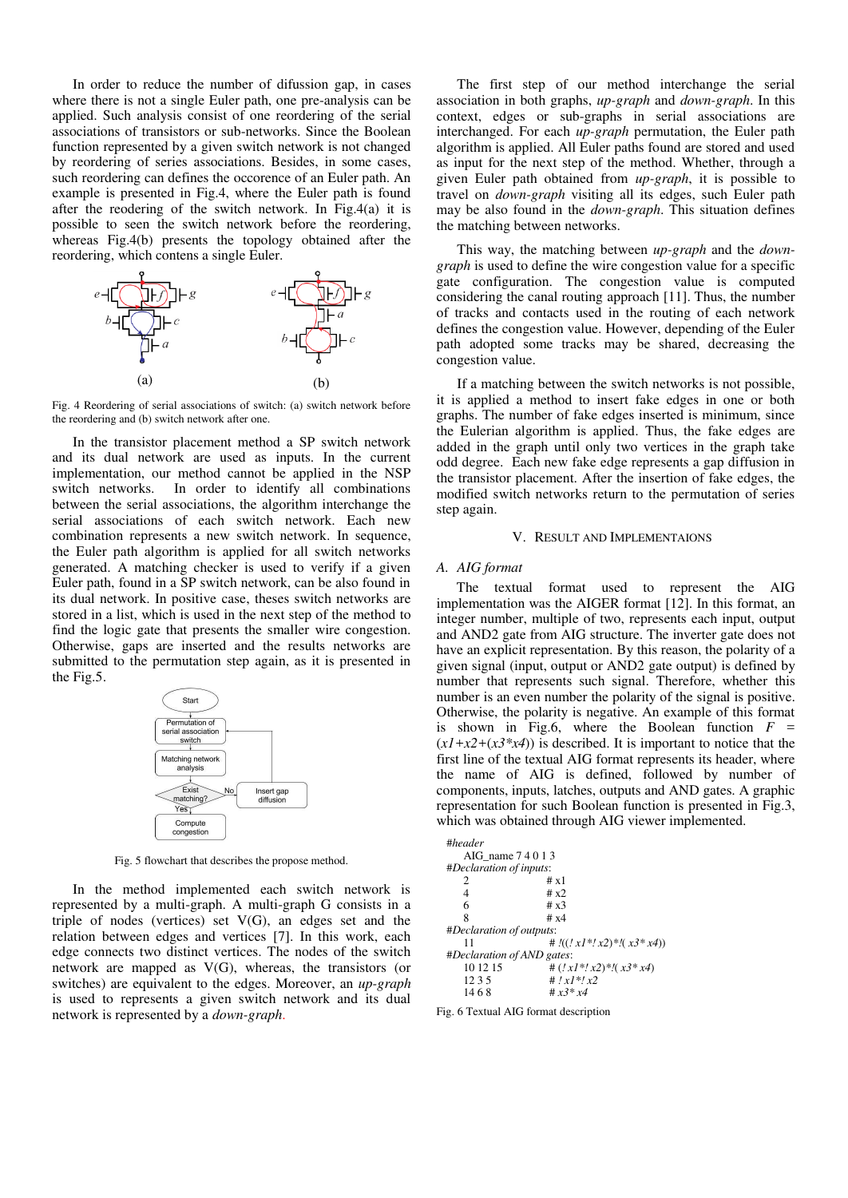In order to reduce the number of difussion gap, in cases where there is not a single Euler path, one pre-analysis can be applied. Such analysis consist of one reordering of the serial associations of transistors or sub-networks. Since the Boolean function represented by a given switch network is not changed by reordering of series associations. Besides, in some cases, such reordering can defines the occorence of an Euler path. An example is presented in Fig.4, where the Euler path is found after the reodering of the switch network. In Fig.4(a) it is possible to seen the switch network before the reordering, whereas Fig.4(b) presents the topology obtained after the reordering, which contens a single Euler.

Fig. 4 Reordering of serial associations of switch: (a) switch network before the reordering and (b) switch network after one.

In the transistor placement method a SP switch network and its dual network are used as inputs. In the current implementation, our method cannot be applied in the NSP switch networks. In order to identify all combinations between the serial associations, the algorithm interchange the serial associations of each switch network. Each new combination represents a new switch network. In sequence, the Euler path algorithm is applied for all switch networks generated. A matching checker is used to verify if a given Euler path, found in a SP switch network, can be also found in its dual network. In positive case, theses switch networks are stored in a list, which is used in the next step of the method to find the logic gate that presents the smaller wire congestion. Otherwise, gaps are inserted and the results networks are submitted to the permutation step again, as it is presented in the Fig.5.

Fig. 5 flowchart that describes the propose method.

In the method implemented each switch network is represented by a multi-graph. A multi-graph G consists in a triple of nodes (vertices) set V(G), an edges set and the relation between edges and vertices [7]. In this work, each edge connects two distinct vertices. The nodes of the switch network are mapped as V(G), whereas, the transistors (or switches) are equivalent to the edges. Moreover, an *up-graph* is used to represents a given switch network and its dual network is represented by a *down-graph*.

The first step of our method interchange the serial association in both graphs, *up-graph* and *down-graph*. In this context, edges or sub-graphs in serial associations are interchanged. For each *up-graph* permutation, the Euler path algorithm is applied. All Euler paths found are stored and used as input for the next step of the method. Whether, through a given Euler path obtained from *up-graph*, it is possible to travel on *down-graph* visiting all its edges, such Euler path may be also found in the *down-graph*. This situation defines the matching between networks.

This way, the matching between *up-graph* and the *down-graph* is used to define the wire congestion value for a specific gate configuration. The congestion value is computed considering the canal routing approach [11]. Thus, the number of tracks and contacts used in the routing of each network defines the congestion value. However, depending of the Euler path adopted some tracks may be shared, decreasing the congestion value.

If a matching between the switch networks is not possible, it is applied a method to insert fake edges in one or both graphs. The number of fake edges inserted is minimum, since the Eulerian algorithm is applied. Thus, the fake edges are added in the graph until only two vertices in the graph take odd degree. Each new fake edge represents a gap diffusion in the transistor placement. After the insertion of fake edges, the modified switch networks return to the permutation of series step again.

## V. Result and Implementaions

### A. AIG format

The textual format used to represent the AIG implementation was the AIGER format [12]. In this format, an integer number, multiple of two, represents each input, output and AND2 gate from AIG structure. The inverter gate does not have an explicit representation. By this reason, the polarity of a given signal (input, output or AND2 gate output) is defined by number that represents such signal. Therefore, whether this number is an even number the polarity of the signal is positive. Otherwise, the polarity is negative. An example of this format is shown in Fig.6, where the Boolean function $F = (x1+x2+(x3*x4))$ is described. It is important to notice that the first line of the textual AIG format represents its header, where the name of AIG is defined, followed by number of components, inputs, latches, outputs and AND gates. A graphic representation for such Boolean function is presented in Fig.3, which was obtained through AIG viewer implemented.

```
#header
   AIG_name 7 4 0 1 3
#Declaration of inputs:
   2              # x1
   4              # x2
   6              # x3
   8              # x4
#Declaration of outputs:
   11             # !((! x1*! x2)*!( x3* x4))
#Declaration of AND gates:
   10 12 15       # (! x1*! x2)*!( x3* x4)
   12 3 5         # ! x1*! x2
   14 6 8         # x3* x4
```

Fig. 6 Textual AIG format description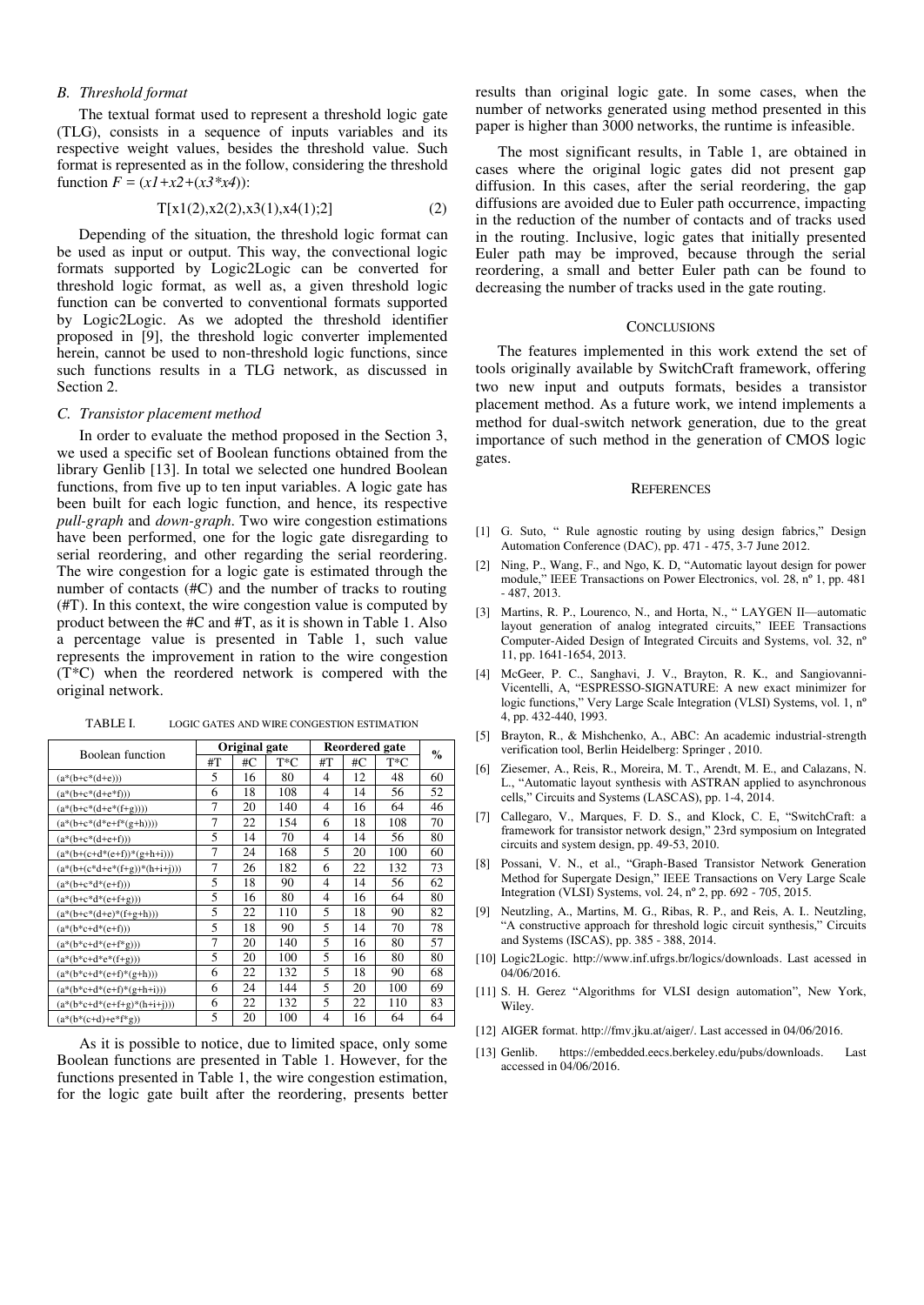### B. Threshold format

The textual format used to represent a threshold logic gate (TLG), consists in a sequence of inputs variables and its respective weight values, besides the threshold value. Such format is represented as in the follow, considering the threshold function $F = (x1+x2+(x3*x4))$:

$$T[x1(2),x2(2),x3(1),x4(1);2] \tag{2}$$

Depending of the situation, the threshold logic format can be used as input or output. This way, the convectional logic formats supported by Logic2Logic can be converted for threshold logic format, as well as, a given threshold logic function can be converted to conventional formats supported by Logic2Logic. As we adopted the threshold identifier proposed in [9], the threshold logic converter implemented herein, cannot be used to non-threshold logic functions, since such functions results in a TLG network, as discussed in Section 2.

### C. Transistor placement method

In order to evaluate the method proposed in the Section 3, we used a specific set of Boolean functions obtained from the library Genlib [13]. In total we selected one hundred Boolean functions, from five up to ten input variables. A logic gate has been built for each logic function, and hence, its respective *pull-graph* and *down-graph*. Two wire congestion estimations have been performed, one for the logic gate disregarding to serial reordering, and other regarding the serial reordering. The wire congestion for a logic gate is estimated through the number of contacts (#C) and the number of tracks to routing (#T). In this context, the wire congestion value is computed by product between the #C and #T, as it is shown in Table 1. Also a percentage value is presented in Table 1, such value represents the improvement in ration to the wire congestion (T*C) when the reordered network is compered with the original network.

TABLE I. LOGIC GATES AND WIRE CONGESTION ESTIMATION

| Boolean function | Original gate | | | Reordered gate | | | % |
|---|---|---|---|---|---|---|---|
| | #T | #C | T*C | #T | #C | T*C | |
| (a*(b+c*(d+e))) | 5 | 16 | 80 | 4 | 12 | 48 | 60 |
| (a*(b+c*(d+e*f))) | 6 | 18 | 108 | 4 | 14 | 56 | 52 |
| (a*(b+c*(d+e*(f+g)))) | 7 | 20 | 140 | 4 | 16 | 64 | 46 |
| (a*(b+c*(d*e+f*(g+h)))) | 7 | 22 | 154 | 6 | 18 | 108 | 70 |
| (a*(b+c*(d+e+f))) | 5 | 14 | 70 | 4 | 14 | 56 | 80 |
| (a*(b+(c+d*(e+f))*(g+h+i))) | 7 | 24 | 168 | 5 | 20 | 100 | 60 |
| (a*(b+(c*d+e*(f+g))*(h+i+j))) | 7 | 26 | 182 | 6 | 22 | 132 | 73 |
| (a*(b+c*d*(e+f))) | 5 | 18 | 90 | 4 | 14 | 56 | 62 |
| (a*(b+c*d*(e+f+g))) | 5 | 16 | 80 | 4 | 16 | 64 | 80 |
| (a*(b+c*(d+e)*(f+g+h))) | 5 | 22 | 110 | 5 | 18 | 90 | 82 |
| (a*(b*c+d*(e+f))) | 5 | 18 | 90 | 5 | 14 | 70 | 78 |
| (a*(b*c+d*(e+f*g))) | 7 | 20 | 140 | 5 | 16 | 80 | 57 |
| (a*(b*c+d*e*(f+g))) | 5 | 20 | 100 | 5 | 16 | 80 | 80 |
| (a*(b*c+d*(e+f)*(g+h))) | 6 | 22 | 132 | 5 | 18 | 90 | 68 |
| (a*(b*c+d*(e+f)*(g+h+i))) | 6 | 24 | 144 | 5 | 20 | 100 | 69 |
| (a*(b*c+d*(e+f+g)*(h+i+j))) | 6 | 22 | 132 | 5 | 22 | 110 | 83 |
| (a*(b*(c+d)+e*f*g)) | 5 | 20 | 100 | 4 | 16 | 64 | 64 |

As it is possible to notice, due to limited space, only some Boolean functions are presented in Table 1. However, for the functions presented in Table 1, the wire congestion estimation, for the logic gate built after the reordering, presents better results than original logic gate. In some cases, when the number of networks generated using method presented in this paper is higher than 3000 networks, the runtime is infeasible.

The most significant results, in Table 1, are obtained in cases where the original logic gates did not present gap diffusion. In this cases, after the serial reordering, the gap diffusions are avoided due to Euler path occurrence, impacting in the reduction of the number of contacts and of tracks used in the routing. Inclusive, logic gates that initially presented Euler path may be improved, because through the serial reordering, a small and better Euler path can be found to decreasing the number of tracks used in the gate routing.

## CONCLUSIONS

The features implemented in this work extend the set of tools originally available by SwitchCraft framework, offering two new input and outputs formats, besides a transistor placement method. As a future work, we intend implements a method for dual-switch network generation, due to the great importance of such method in the generation of CMOS logic gates.

## REFERENCES

[1] G. Suto, " Rule agnostic routing by using design fabrics," Design Automation Conference (DAC), pp. 471 - 475, 3-7 June 2012.

[2] Ning, P., Wang, F., and Ngo, K. D, "Automatic layout design for power module," IEEE Transactions on Power Electronics, vol. 28, nº 1, pp. 481 - 487, 2013.

[3] Martins, R. P., Lourenco, N., and Horta, N., " LAYGEN II—automatic layout generation of analog integrated circuits," IEEE Transactions Computer-Aided Design of Integrated Circuits and Systems, vol. 32, nº 11, pp. 1641-1654, 2013.

[4] McGeer, P. C., Sanghavi, J. V., Brayton, R. K., and Sangiovanni-Vicentelli, A, "ESPRESSO-SIGNATURE: A new exact minimizer for logic functions," Very Large Scale Integration (VLSI) Systems, vol. 1, nº 4, pp. 432-440, 1993.

[5] Brayton, R., & Mishchenko, A., ABC: An academic industrial-strength verification tool, Berlin Heidelberg: Springer , 2010.

[6] Ziesemer, A., Reis, R., Moreira, M. T., Arendt, M. E., and Calazans, N. L., "Automatic layout synthesis with ASTRAN applied to asynchronous cells," Circuits and Systems (LASCAS), pp. 1-4, 2014.

[7] Callegaro, V., Marques, F. D. S., and Klock, C. E, "SwitchCraft: a framework for transistor network design," 23rd symposium on Integrated circuits and system design, pp. 49-53, 2010.

[8] Possani, V. N., et al., "Graph-Based Transistor Network Generation Method for Supergate Design," IEEE Transactions on Very Large Scale Integration (VLSI) Systems, vol. 24, nº 2, pp. 692 - 705, 2015.

[9] Neutzling, A., Martins, M. G., Ribas, R. P., and Reis, A. I.. Neutzling, "A constructive approach for threshold logic circuit synthesis," Circuits and Systems (ISCAS), pp. 385 - 388, 2014.

[10] Logic2Logic. http://www.inf.ufrgs.br/logics/downloads. Last acessed in 04/06/2016.

[11] S. H. Gerez "Algorithms for VLSI design automation", New York, Wiley.

[12] AIGER format. http://fmv.jku.at/aiger/. Last accessed in 04/06/2016.

[13] Genlib. https://embedded.eecs.berkeley.edu/pubs/downloads. Last accessed in 04/06/2016.